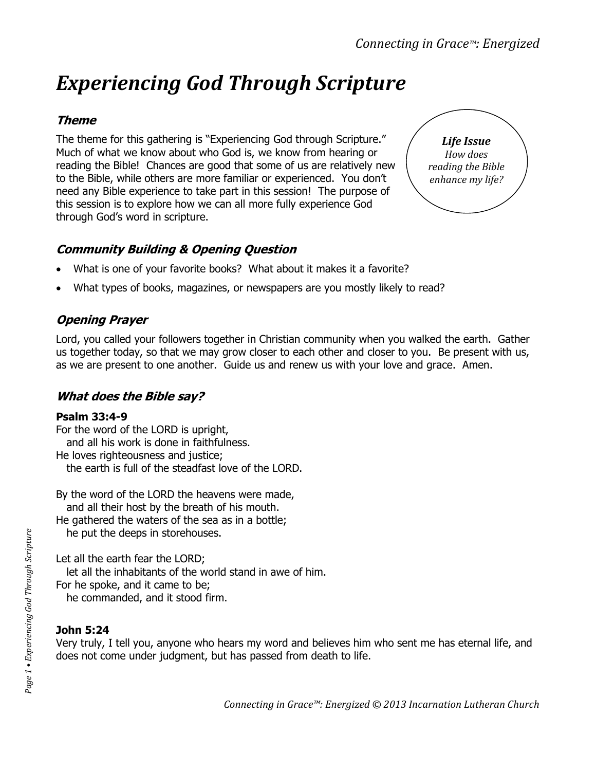# Experiencing God Through Scripture

## Theme

The theme for this gathering is "Experiencing God through Scripture." Much of what we know about who God is, we know from hearing or reading the Bible! Chances are good that some of us are relatively new to the Bible, while others are more familiar or experienced. You don't need any Bible experience to take part in this session! The purpose of this session is to explore how we can all more fully experience God through God's word in scripture.

> ***Life Issue***
> *How does reading the Bible enhance my life?*

## Community Building & Opening Question

- What is one of your favorite books? What about it makes it a favorite?
- What types of books, magazines, or newspapers are you mostly likely to read?

## Opening Prayer

Lord, you called your followers together in Christian community when you walked the earth. Gather us together today, so that we may grow closer to each other and closer to you. Be present with us, as we are present to one another. Guide us and renew us with your love and grace. Amen.

## What does the Bible say?

**Psalm 33:4-9**

For the word of the LORD is upright,
  and all his work is done in faithfulness.
He loves righteousness and justice;
  the earth is full of the steadfast love of the LORD.

By the word of the LORD the heavens were made,
  and all their host by the breath of his mouth.
He gathered the waters of the sea as in a bottle;
  he put the deeps in storehouses.

Let all the earth fear the LORD;
  let all the inhabitants of the world stand in awe of him.
For he spoke, and it came to be;
  he commanded, and it stood firm.

**John 5:24**

Very truly, I tell you, anyone who hears my word and believes him who sent me has eternal life, and does not come under judgment, but has passed from death to life.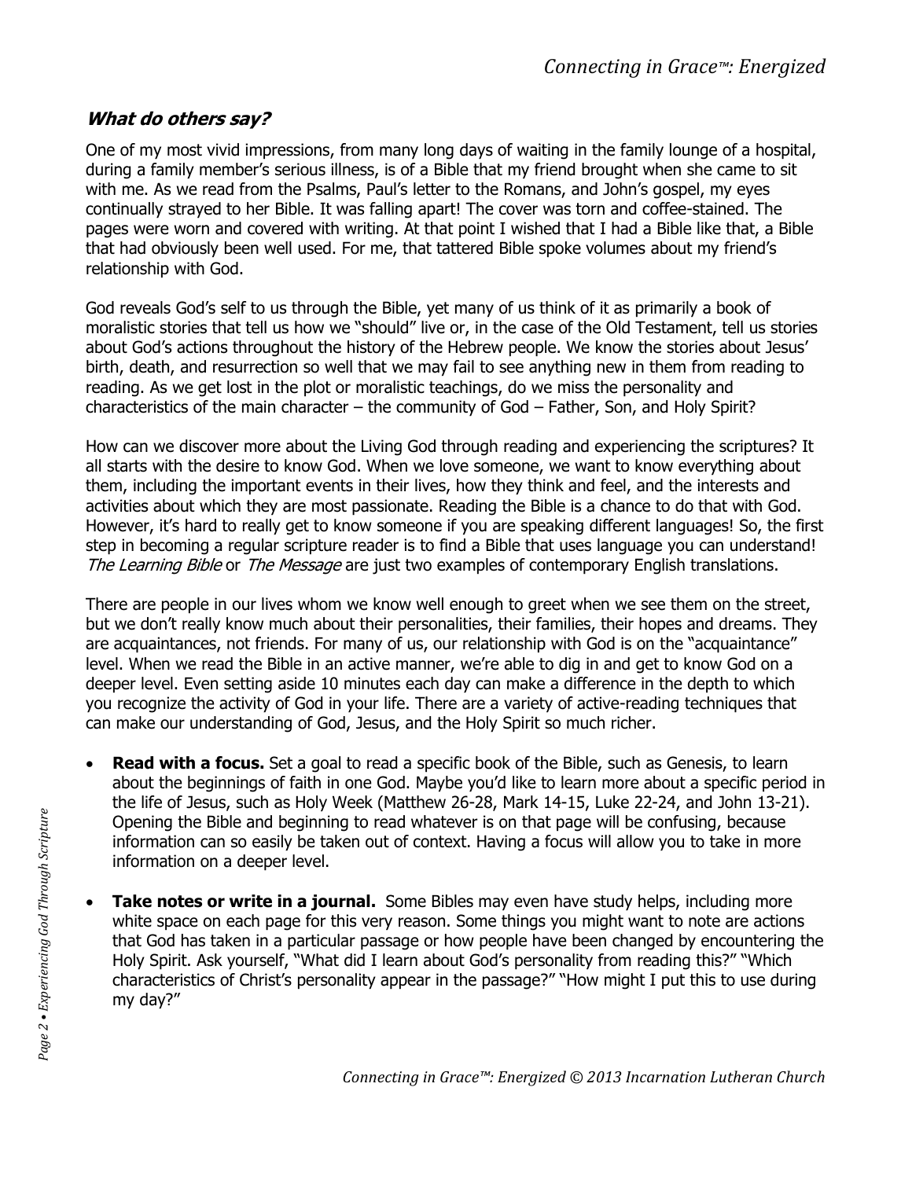### ***What do others say?***

One of my most vivid impressions, from many long days of waiting in the family lounge of a hospital, during a family member's serious illness, is of a Bible that my friend brought when she came to sit with me. As we read from the Psalms, Paul's letter to the Romans, and John's gospel, my eyes continually strayed to her Bible. It was falling apart! The cover was torn and coffee-stained. The pages were worn and covered with writing. At that point I wished that I had a Bible like that, a Bible that had obviously been well used. For me, that tattered Bible spoke volumes about my friend's relationship with God.

God reveals God's self to us through the Bible, yet many of us think of it as primarily a book of moralistic stories that tell us how we "should" live or, in the case of the Old Testament, tell us stories about God's actions throughout the history of the Hebrew people. We know the stories about Jesus' birth, death, and resurrection so well that we may fail to see anything new in them from reading to reading. As we get lost in the plot or moralistic teachings, do we miss the personality and characteristics of the main character – the community of God – Father, Son, and Holy Spirit?

How can we discover more about the Living God through reading and experiencing the scriptures? It all starts with the desire to know God. When we love someone, we want to know everything about them, including the important events in their lives, how they think and feel, and the interests and activities about which they are most passionate. Reading the Bible is a chance to do that with God. However, it's hard to really get to know someone if you are speaking different languages! So, the first step in becoming a regular scripture reader is to find a Bible that uses language you can understand! *The Learning Bible* or *The Message* are just two examples of contemporary English translations.

There are people in our lives whom we know well enough to greet when we see them on the street, but we don't really know much about their personalities, their families, their hopes and dreams. They are acquaintances, not friends. For many of us, our relationship with God is on the "acquaintance" level. When we read the Bible in an active manner, we're able to dig in and get to know God on a deeper level. Even setting aside 10 minutes each day can make a difference in the depth to which you recognize the activity of God in your life. There are a variety of active-reading techniques that can make our understanding of God, Jesus, and the Holy Spirit so much richer.

- **Read with a focus.** Set a goal to read a specific book of the Bible, such as Genesis, to learn about the beginnings of faith in one God. Maybe you'd like to learn more about a specific period in the life of Jesus, such as Holy Week (Matthew 26-28, Mark 14-15, Luke 22-24, and John 13-21). Opening the Bible and beginning to read whatever is on that page will be confusing, because information can so easily be taken out of context. Having a focus will allow you to take in more information on a deeper level.

- **Take notes or write in a journal.** Some Bibles may even have study helps, including more white space on each page for this very reason. Some things you might want to note are actions that God has taken in a particular passage or how people have been changed by encountering the Holy Spirit. Ask yourself, "What did I learn about God's personality from reading this?" "Which characteristics of Christ's personality appear in the passage?" "How might I put this to use during my day?"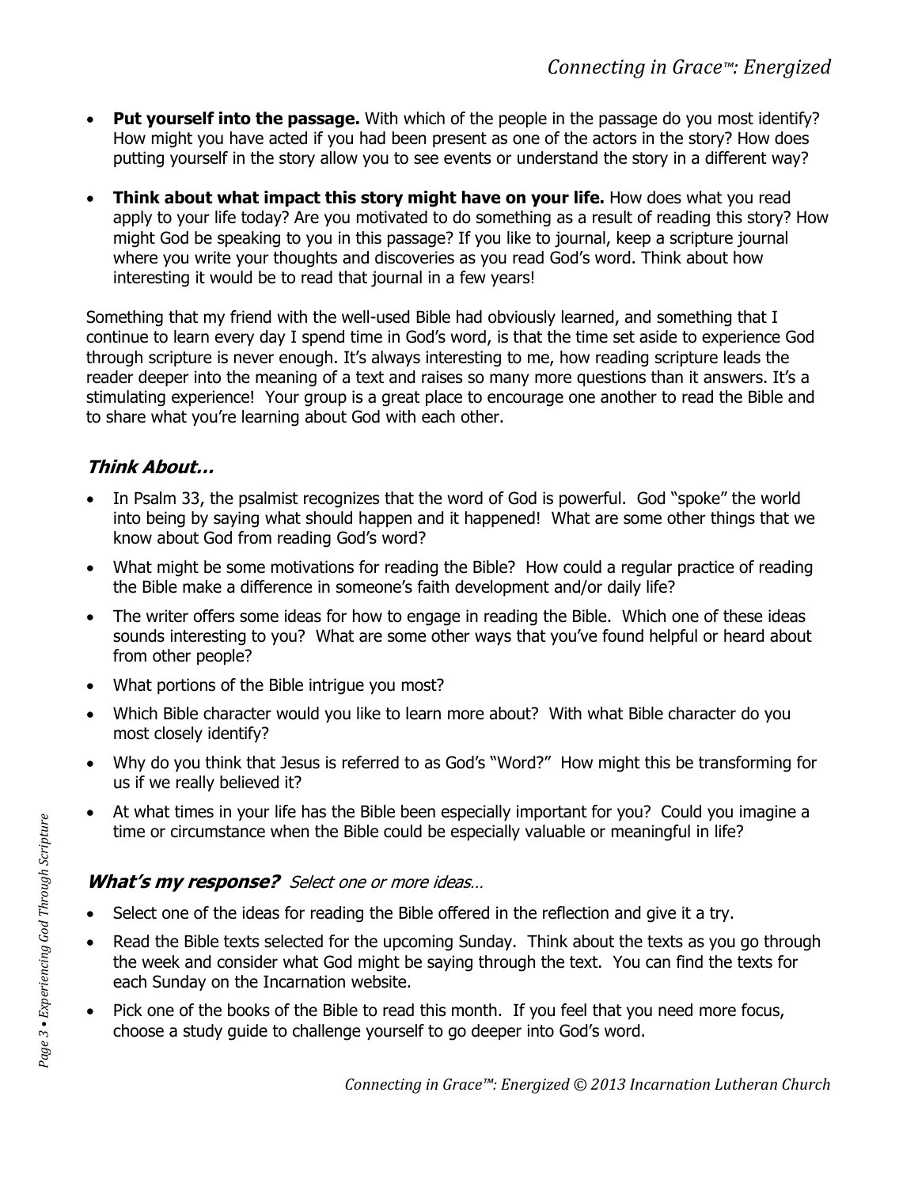- **Put yourself into the passage.** With which of the people in the passage do you most identify? How might you have acted if you had been present as one of the actors in the story? How does putting yourself in the story allow you to see events or understand the story in a different way?

- **Think about what impact this story might have on your life.** How does what you read apply to your life today? Are you motivated to do something as a result of reading this story? How might God be speaking to you in this passage? If you like to journal, keep a scripture journal where you write your thoughts and discoveries as you read God's word. Think about how interesting it would be to read that journal in a few years!

Something that my friend with the well-used Bible had obviously learned, and something that I continue to learn every day I spend time in God's word, is that the time set aside to experience God through scripture is never enough. It's always interesting to me, how reading scripture leads the reader deeper into the meaning of a text and raises so many more questions than it answers. It's a stimulating experience! Your group is a great place to encourage one another to read the Bible and to share what you're learning about God with each other.

## ***Think About…***

- In Psalm 33, the psalmist recognizes that the word of God is powerful. God "spoke" the world into being by saying what should happen and it happened! What are some other things that we know about God from reading God's word?
- What might be some motivations for reading the Bible? How could a regular practice of reading the Bible make a difference in someone's faith development and/or daily life?
- The writer offers some ideas for how to engage in reading the Bible. Which one of these ideas sounds interesting to you? What are some other ways that you've found helpful or heard about from other people?
- What portions of the Bible intrigue you most?
- Which Bible character would you like to learn more about? With what Bible character do you most closely identify?
- Why do you think that Jesus is referred to as God's "Word?" How might this be transforming for us if we really believed it?
- At what times in your life has the Bible been especially important for you? Could you imagine a time or circumstance when the Bible could be especially valuable or meaningful in life?

## ***What's my response?*** *Select one or more ideas…*

- Select one of the ideas for reading the Bible offered in the reflection and give it a try.
- Read the Bible texts selected for the upcoming Sunday. Think about the texts as you go through the week and consider what God might be saying through the text. You can find the texts for each Sunday on the Incarnation website.
- Pick one of the books of the Bible to read this month. If you feel that you need more focus, choose a study guide to challenge yourself to go deeper into God's word.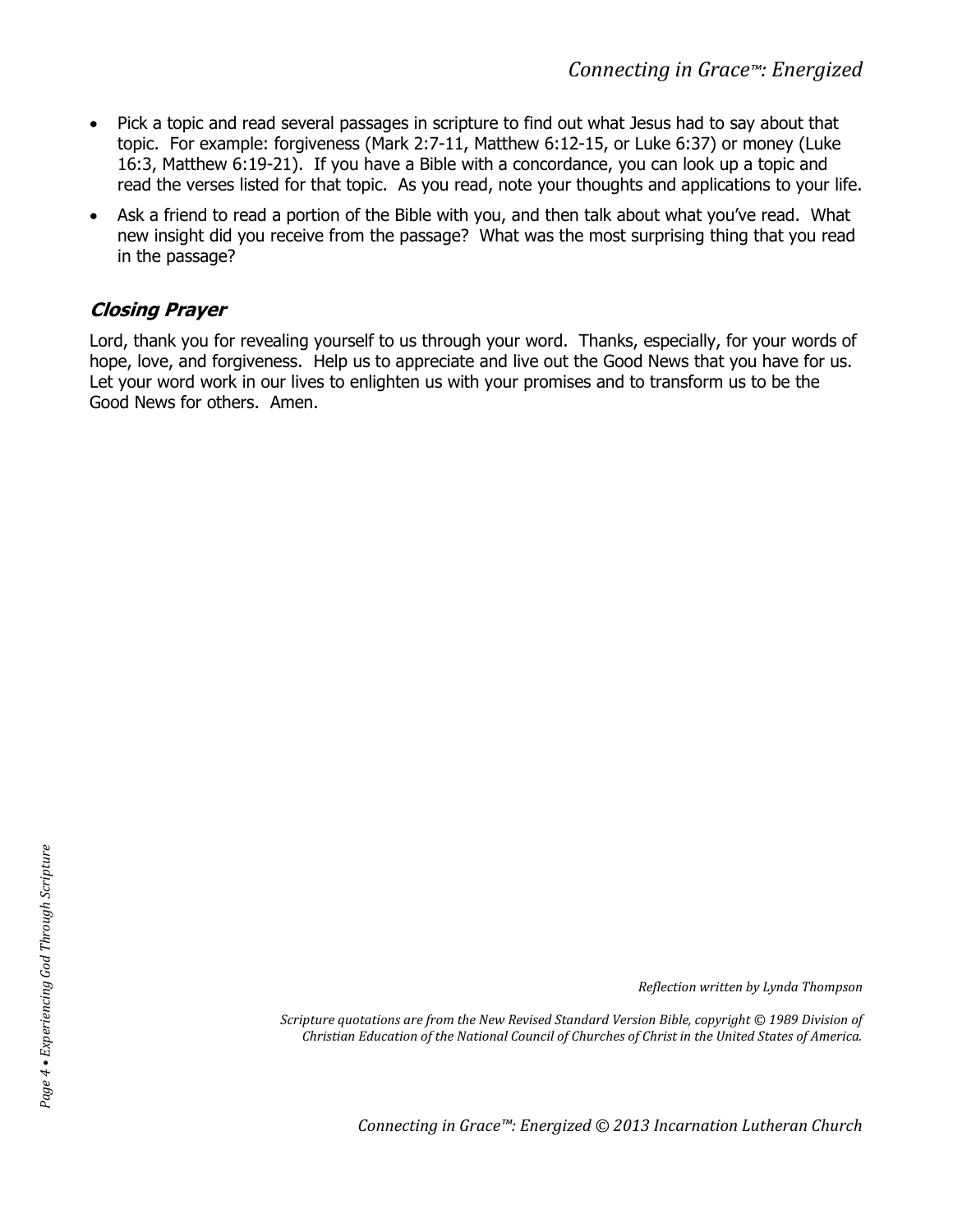- Pick a topic and read several passages in scripture to find out what Jesus had to say about that topic. For example: forgiveness (Mark 2:7-11, Matthew 6:12-15, or Luke 6:37) or money (Luke 16:3, Matthew 6:19-21). If you have a Bible with a concordance, you can look up a topic and read the verses listed for that topic. As you read, note your thoughts and applications to your life.
- Ask a friend to read a portion of the Bible with you, and then talk about what you've read. What new insight did you receive from the passage? What was the most surprising thing that you read in the passage?

## Closing Prayer

Lord, thank you for revealing yourself to us through your word. Thanks, especially, for your words of hope, love, and forgiveness. Help us to appreciate and live out the Good News that you have for us. Let your word work in our lives to enlighten us with your promises and to transform us to be the Good News for others. Amen.

*Reflection written by Lynda Thompson*

*Scripture quotations are from the New Revised Standard Version Bible, copyright © 1989 Division of Christian Education of the National Council of Churches of Christ in the United States of America.*

*Connecting in Grace™: Energized © 2013 Incarnation Lutheran Church*